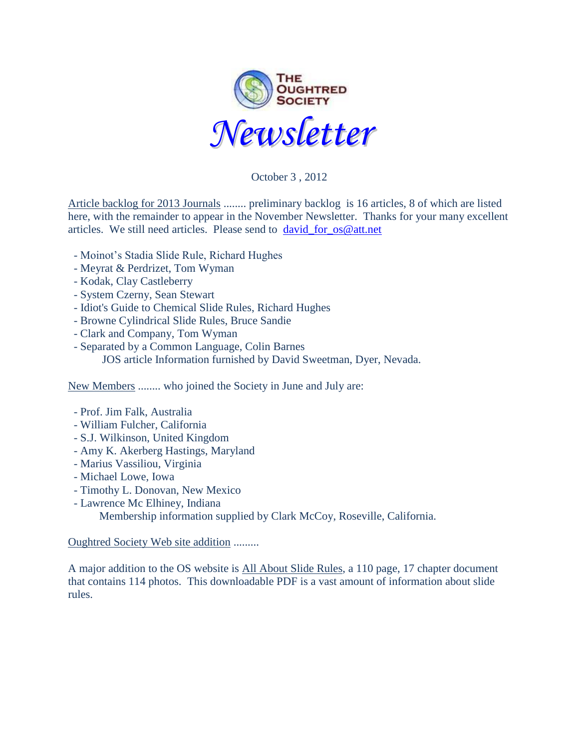# THE OUGHTRED SOCIETY

# *Newsletter*

October 3 , 2012

Article backlog for 2013 Journals ........ preliminary backlog is 16 articles, 8 of which are listed here, with the remainder to appear in the November Newsletter. Thanks for your many excellent articles. We still need articles. Please send to david_for_os@att.net

- Moinot's Stadia Slide Rule, Richard Hughes
- Meyrat & Perdrizet, Tom Wyman
- Kodak, Clay Castleberry
- System Czerny, Sean Stewart
- Idiot's Guide to Chemical Slide Rules, Richard Hughes
- Browne Cylindrical Slide Rules, Bruce Sandie
- Clark and Company, Tom Wyman
- Separated by a Common Language, Colin Barnes

JOS article Information furnished by David Sweetman, Dyer, Nevada.

New Members ........ who joined the Society in June and July are:

- Prof. Jim Falk, Australia
- William Fulcher, California
- S.J. Wilkinson, United Kingdom
- Amy K. Akerberg Hastings, Maryland
- Marius Vassiliou, Virginia
- Michael Lowe, Iowa
- Timothy L. Donovan, New Mexico
- Lawrence Mc Elhiney, Indiana

Membership information supplied by Clark McCoy, Roseville, California.

Oughtred Society Web site addition .........

A major addition to the OS website is All About Slide Rules, a 110 page, 17 chapter document that contains 114 photos. This downloadable PDF is a vast amount of information about slide rules.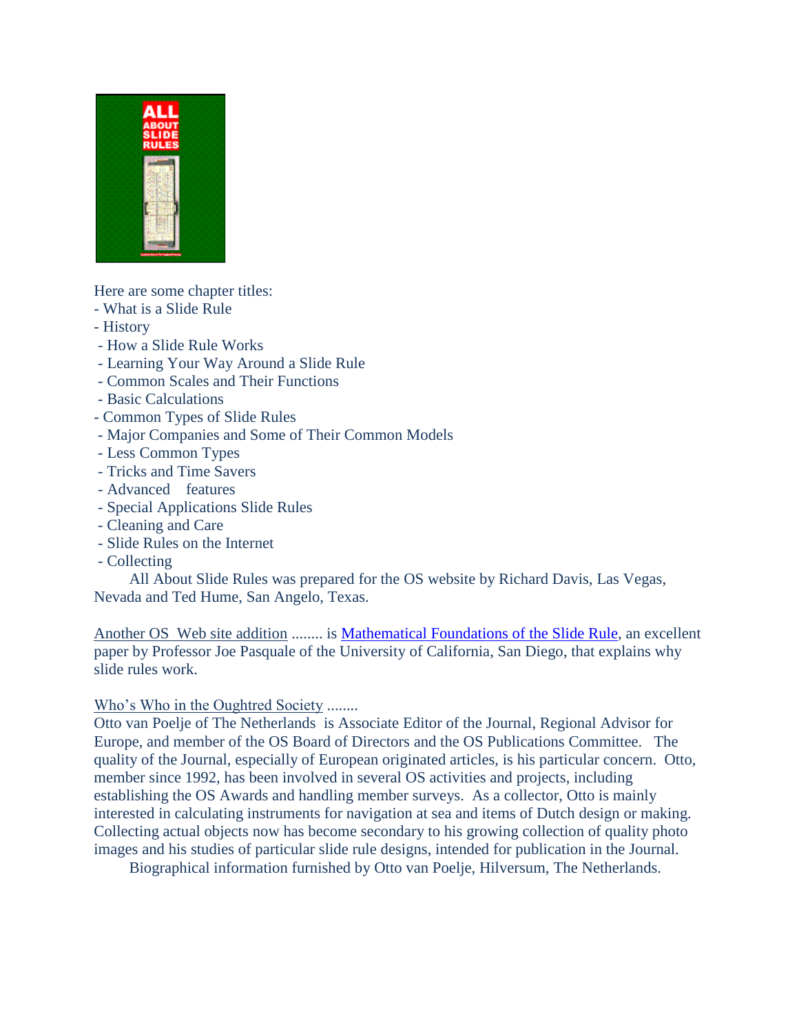Here are some chapter titles:

- What is a Slide Rule
- History
- How a Slide Rule Works
- Learning Your Way Around a Slide Rule
- Common Scales and Their Functions
- Basic Calculations
- Common Types of Slide Rules
- Major Companies and Some of Their Common Models
- Less Common Types
- Tricks and Time Savers
- Advanced features
- Special Applications Slide Rules
- Cleaning and Care
- Slide Rules on the Internet
- Collecting

All About Slide Rules was prepared for the OS website by Richard Davis, Las Vegas, Nevada and Ted Hume, San Angelo, Texas.

Another OS Web site addition ........ is Mathematical Foundations of the Slide Rule, an excellent paper by Professor Joe Pasquale of the University of California, San Diego, that explains why slide rules work.

Who's Who in the Oughtred Society ........

Otto van Poelje of The Netherlands is Associate Editor of the Journal, Regional Advisor for Europe, and member of the OS Board of Directors and the OS Publications Committee. The quality of the Journal, especially of European originated articles, is his particular concern. Otto, member since 1992, has been involved in several OS activities and projects, including establishing the OS Awards and handling member surveys. As a collector, Otto is mainly interested in calculating instruments for navigation at sea and items of Dutch design or making. Collecting actual objects now has become secondary to his growing collection of quality photo images and his studies of particular slide rule designs, intended for publication in the Journal.

Biographical information furnished by Otto van Poelje, Hilversum, The Netherlands.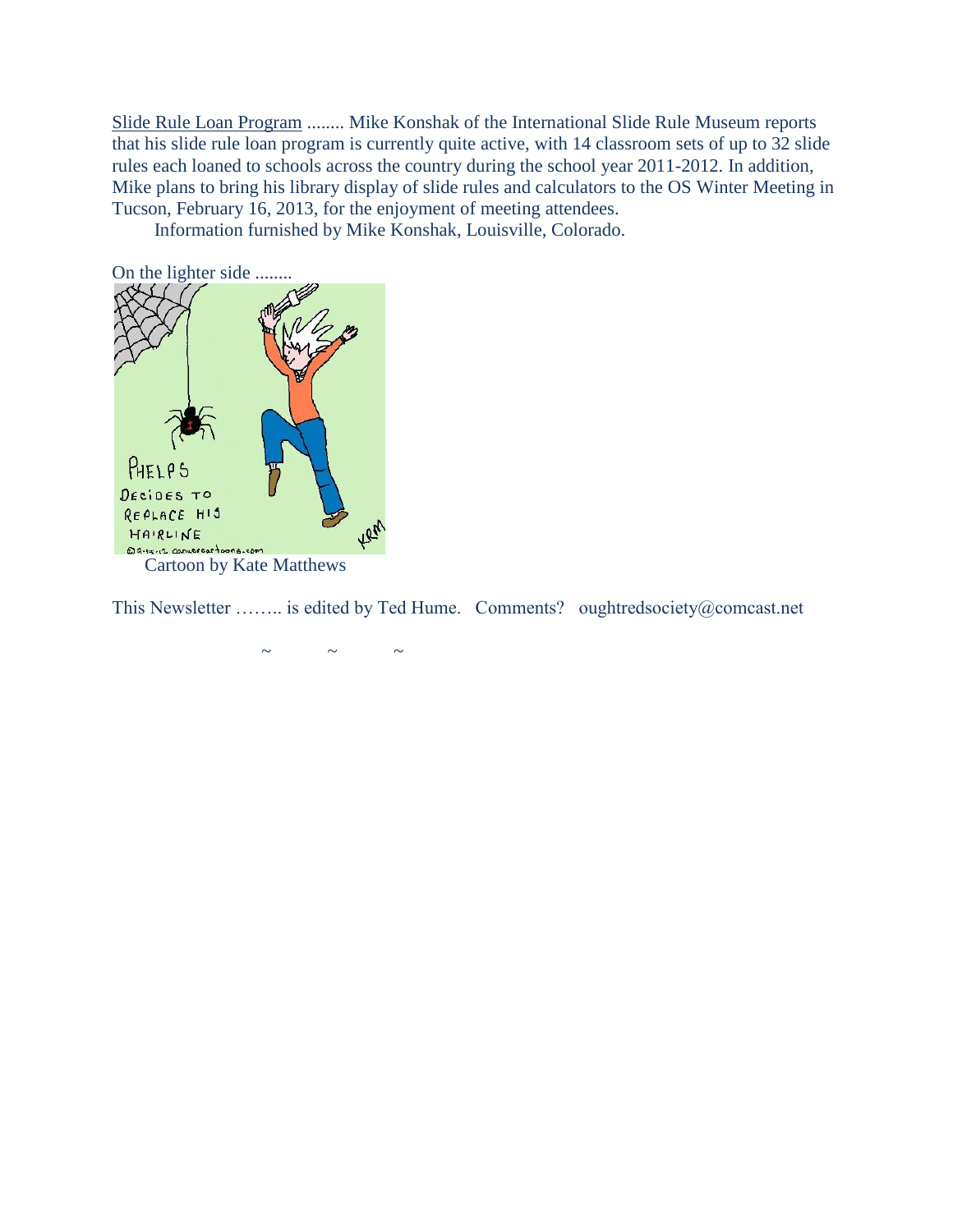Slide Rule Loan Program ........ Mike Konshak of the International Slide Rule Museum reports that his slide rule loan program is currently quite active, with 14 classroom sets of up to 32 slide rules each loaned to schools across the country during the school year 2011-2012. In addition, Mike plans to bring his library display of slide rules and calculators to the OS Winter Meeting in Tucson, February 16, 2013, for the enjoyment of meeting attendees.

Information furnished by Mike Konshak, Louisville, Colorado.

On the lighter side ........

Cartoon by Kate Matthews

This Newsletter …….. is edited by Ted Hume. Comments? oughtredsociety@comcast.net

~ ~ ~